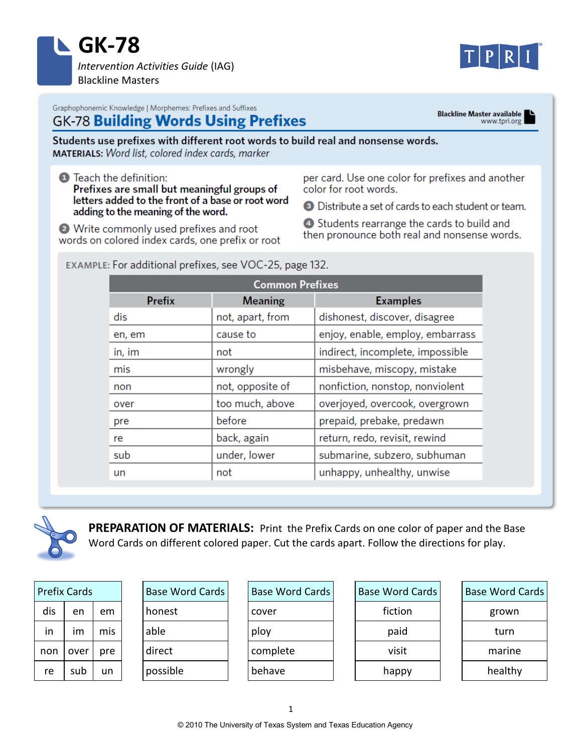# GK-78

*Intervention Activities Guide* (IAG)
Blackline Masters

TPRI

Graphophonemic Knowledge | Morphemes: Prefixes and Suffixes

## GK-78 Building Words Using Prefixes

**Blackline Master available**
www.tpri.org

**Students use prefixes with different root words to build real and nonsense words.**
**MATERIALS:** *Word list, colored index cards, marker*

1. Teach the definition:
   **Prefixes are small but meaningful groups of letters added to the front of a base or root word adding to the meaning of the word.**
2. Write commonly used prefixes and root words on colored index cards, one prefix or root per card. Use one color for prefixes and another color for root words.
3. Distribute a set of cards to each student or team.
4. Students rearrange the cards to build and then pronounce both real and nonsense words.

EXAMPLE: For additional prefixes, see VOC-25, page 132.

| Common Prefixes | | |
|---|---|---|
| **Prefix** | **Meaning** | **Examples** |
| dis | not, apart, from | dishonest, discover, disagree |
| en, em | cause to | enjoy, enable, employ, embarrass |
| in, im | not | indirect, incomplete, impossible |
| mis | wrongly | misbehave, miscopy, mistake |
| non | not, opposite of | nonfiction, nonstop, nonviolent |
| over | too much, above | overjoyed, overcook, overgrown |
| pre | before | prepaid, prebake, predawn |
| re | back, again | return, redo, revisit, rewind |
| sub | under, lower | submarine, subzero, subhuman |
| un | not | unhappy, unhealthy, unwise |

**PREPARATION OF MATERIALS:** Print the Prefix Cards on one color of paper and the Base Word Cards on different colored paper. Cut the cards apart. Follow the directions for play.

| Prefix Cards | | |
|---|---|---|
| dis | en | em |
| in | im | mis |
| non | over | pre |
| re | sub | un |

| Base Word Cards |
|---|
| honest |
| able |
| direct |
| possible |

| Base Word Cards |
|---|
| cover |
| ploy |
| complete |
| behave |

| Base Word Cards |
|---|
| fiction |
| paid |
| visit |
| happy |

| Base Word Cards |
|---|
| grown |
| turn |
| marine |
| healthy |

© 2010 The University of Texas System and Texas Education Agency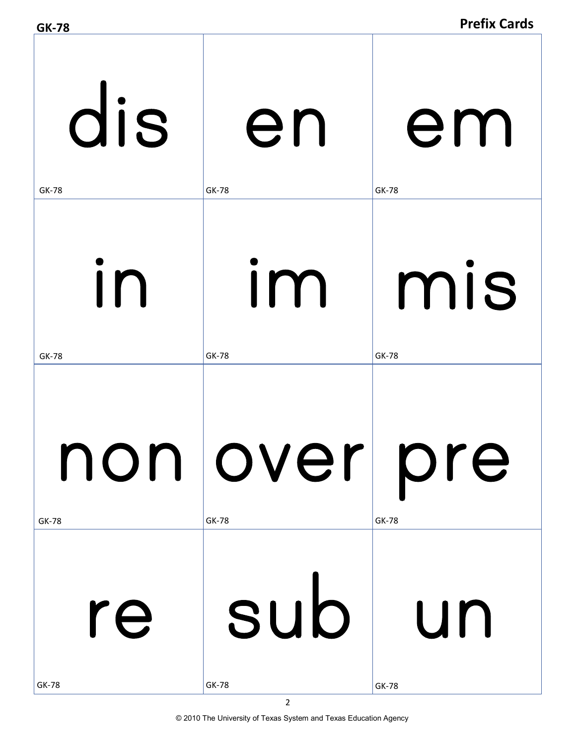## Prefix Cards

| | | |
|---|---|---|
| dis | en | em |
| in | im | mis |
| non | over | pre |
| re | sub | un |

© 2010 The University of Texas System and Texas Education Agency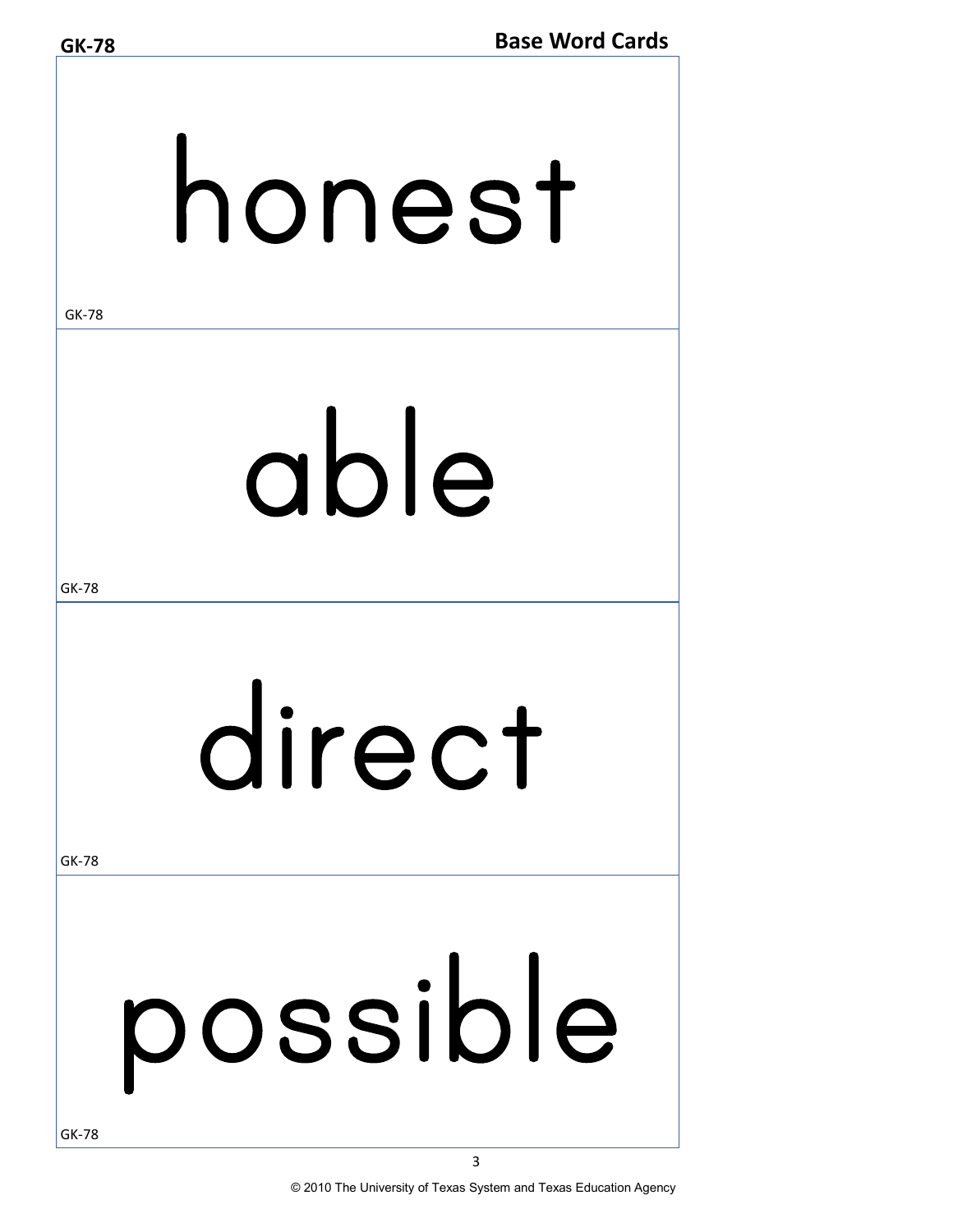**GK-78** **Base Word Cards**

# honest

GK-78

# able

GK-78

# direct

GK-78

# possible

GK-78

© 2010 The University of Texas System and Texas Education Agency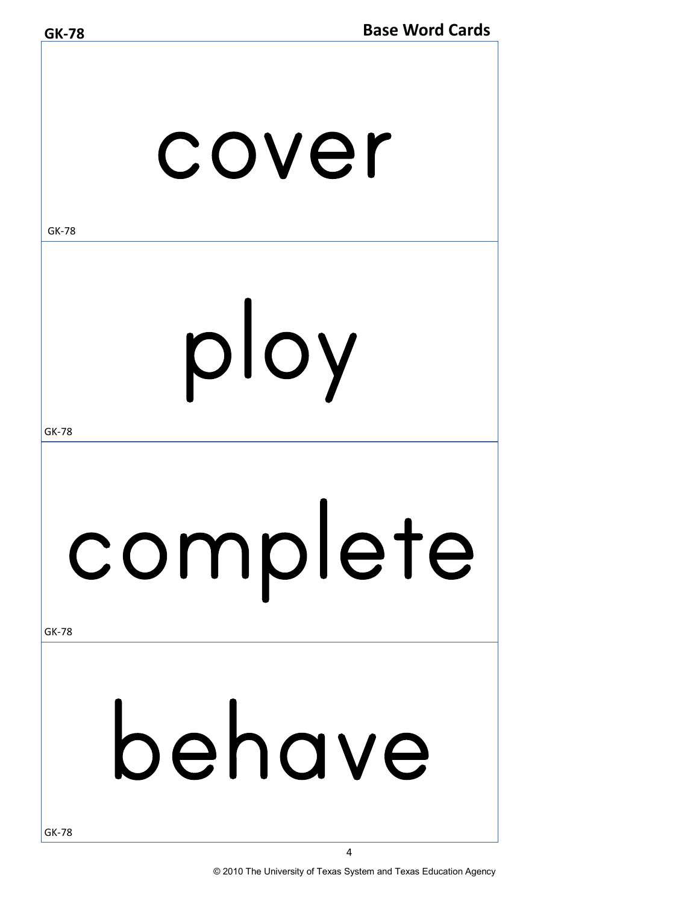# Base Word Cards

cover

GK-78

ploy

GK-78

complete

GK-78

behave

GK-78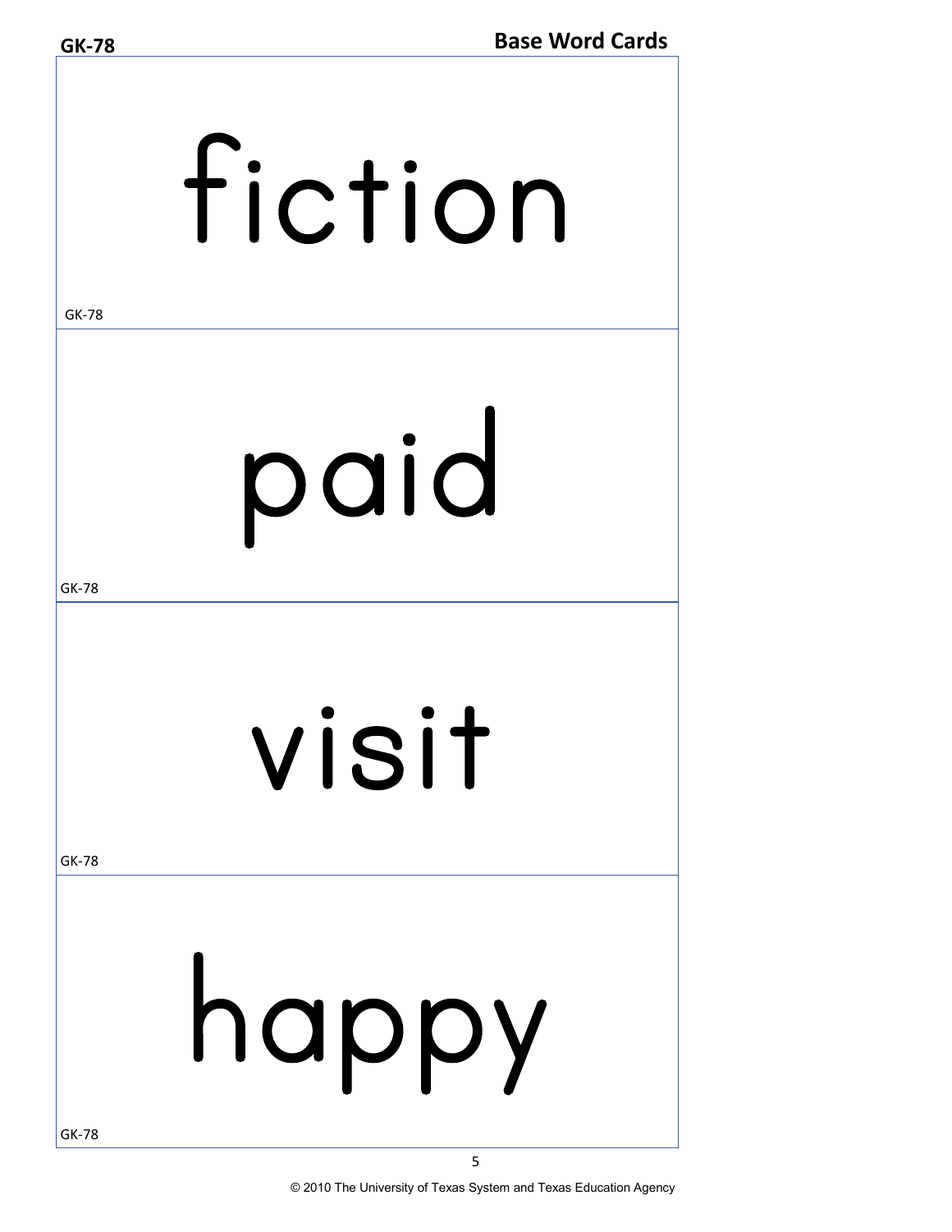fiction

paid

visit

happy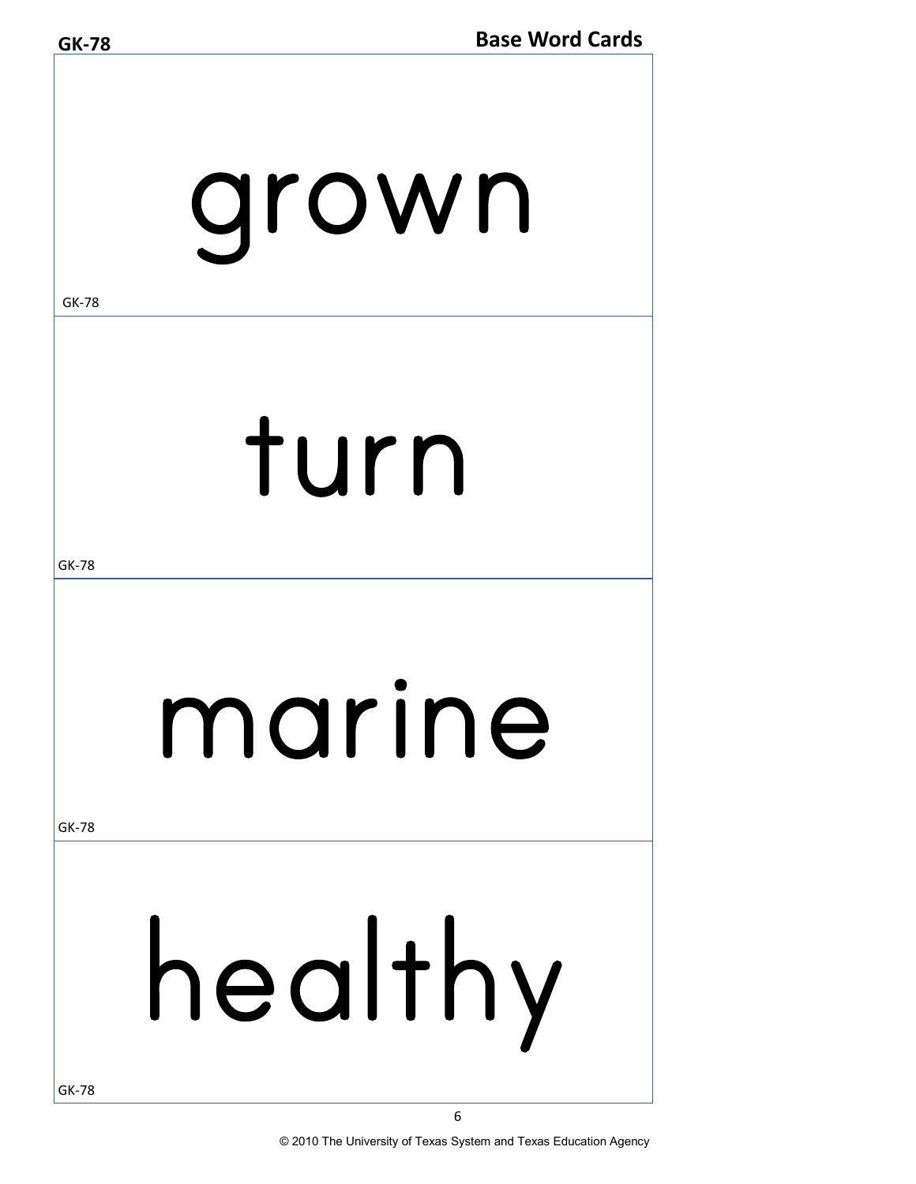**GK-78** **Base Word Cards**

grown

GK-78

turn

GK-78

marine

GK-78

healthy

GK-78

© 2010 The University of Texas System and Texas Education Agency